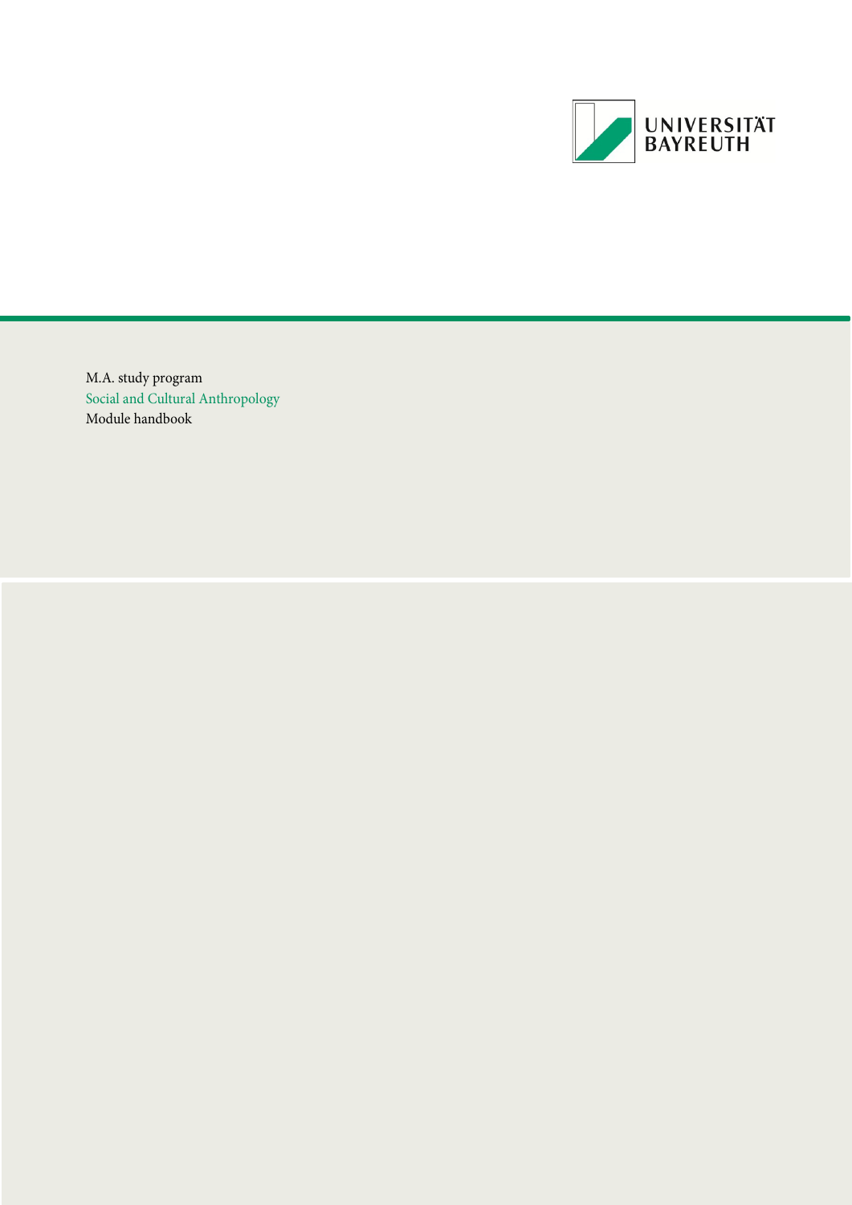UNIVERSITÄT BAYREUTH

M.A. study program

Social and Cultural Anthropology

Module handbook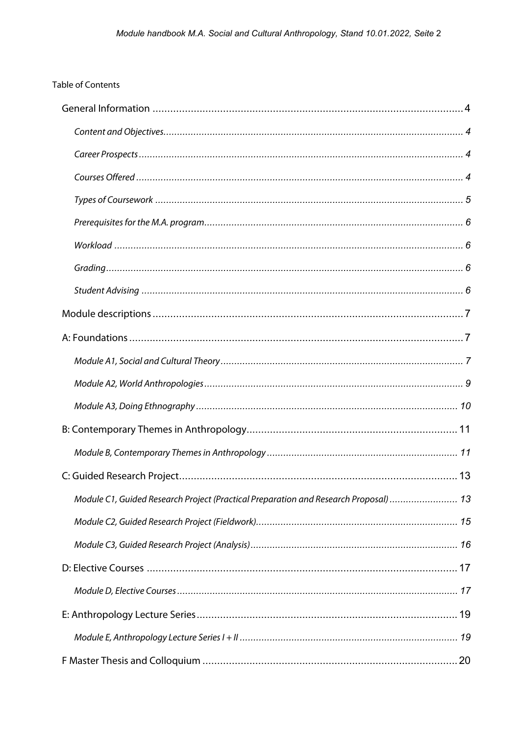Table of Contents

General Information ..... 4

*Content and Objectives ..... 4*

*Career Prospects ..... 4*

*Courses Offered ..... 4*

*Types of Coursework ..... 5*

*Prerequisites for the M.A. program ..... 6*

*Workload ..... 6*

*Grading ..... 6*

*Student Advising ..... 6*

Module descriptions ..... 7

A: Foundations ..... 7

*Module A1, Social and Cultural Theory ..... 7*

*Module A2, World Anthropologies ..... 9*

*Module A3, Doing Ethnography ..... 10*

B: Contemporary Themes in Anthropology ..... 11

*Module B, Contemporary Themes in Anthropology ..... 11*

C: Guided Research Project ..... 13

*Module C1, Guided Research Project (Practical Preparation and Research Proposal) ..... 13*

*Module C2, Guided Research Project (Fieldwork) ..... 15*

*Module C3, Guided Research Project (Analysis) ..... 16*

D: Elective Courses ..... 17

*Module D, Elective Courses ..... 17*

E: Anthropology Lecture Series ..... 19

*Module E, Anthropology Lecture Series I + II ..... 19*

F Master Thesis and Colloquium ..... 20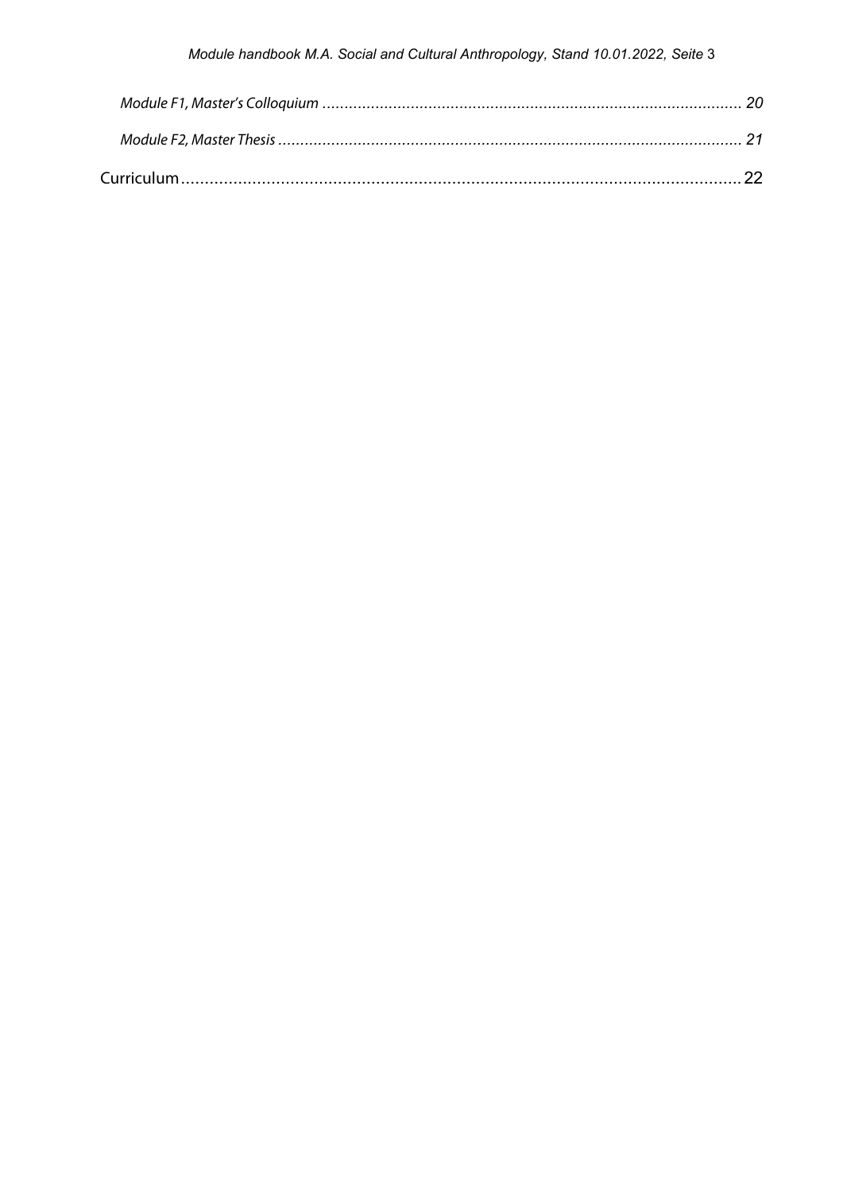*Module F1, Master's Colloquium* ........................................................................................................ *20*

*Module F2, Master Thesis* ................................................................................................................ *21*

Curriculum ........................................................................................................................................ 22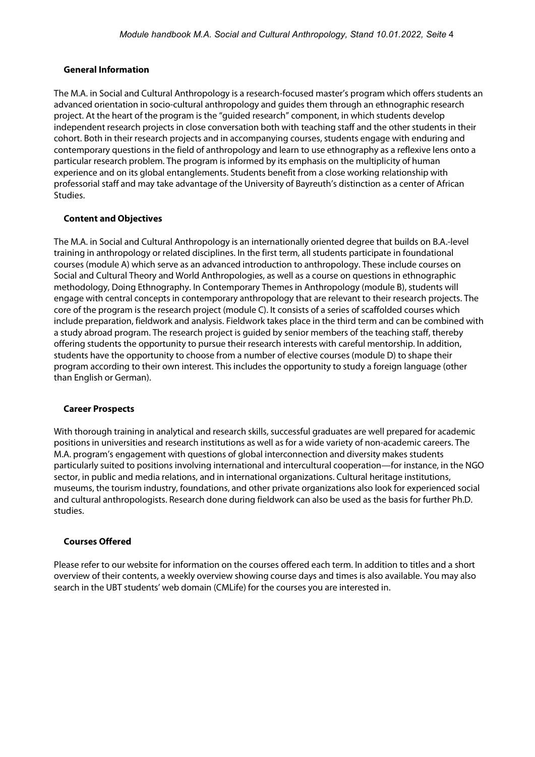## General Information

The M.A. in Social and Cultural Anthropology is a research-focused master's program which offers students an advanced orientation in socio-cultural anthropology and guides them through an ethnographic research project. At the heart of the program is the "guided research" component, in which students develop independent research projects in close conversation both with teaching staff and the other students in their cohort. Both in their research projects and in accompanying courses, students engage with enduring and contemporary questions in the field of anthropology and learn to use ethnography as a reflexive lens onto a particular research problem. The program is informed by its emphasis on the multiplicity of human experience and on its global entanglements. Students benefit from a close working relationship with professorial staff and may take advantage of the University of Bayreuth's distinction as a center of African Studies.

## Content and Objectives

The M.A. in Social and Cultural Anthropology is an internationally oriented degree that builds on B.A.-level training in anthropology or related disciplines. In the first term, all students participate in foundational courses (module A) which serve as an advanced introduction to anthropology. These include courses on Social and Cultural Theory and World Anthropologies, as well as a course on questions in ethnographic methodology, Doing Ethnography. In Contemporary Themes in Anthropology (module B), students will engage with central concepts in contemporary anthropology that are relevant to their research projects. The core of the program is the research project (module C). It consists of a series of scaffolded courses which include preparation, fieldwork and analysis. Fieldwork takes place in the third term and can be combined with a study abroad program. The research project is guided by senior members of the teaching staff, thereby offering students the opportunity to pursue their research interests with careful mentorship. In addition, students have the opportunity to choose from a number of elective courses (module D) to shape their program according to their own interest. This includes the opportunity to study a foreign language (other than English or German).

## Career Prospects

With thorough training in analytical and research skills, successful graduates are well prepared for academic positions in universities and research institutions as well as for a wide variety of non-academic careers. The M.A. program's engagement with questions of global interconnection and diversity makes students particularly suited to positions involving international and intercultural cooperation—for instance, in the NGO sector, in public and media relations, and in international organizations. Cultural heritage institutions, museums, the tourism industry, foundations, and other private organizations also look for experienced social and cultural anthropologists. Research done during fieldwork can also be used as the basis for further Ph.D. studies.

## Courses Offered

Please refer to our website for information on the courses offered each term. In addition to titles and a short overview of their contents, a weekly overview showing course days and times is also available. You may also search in the UBT students' web domain (CMLife) for the courses you are interested in.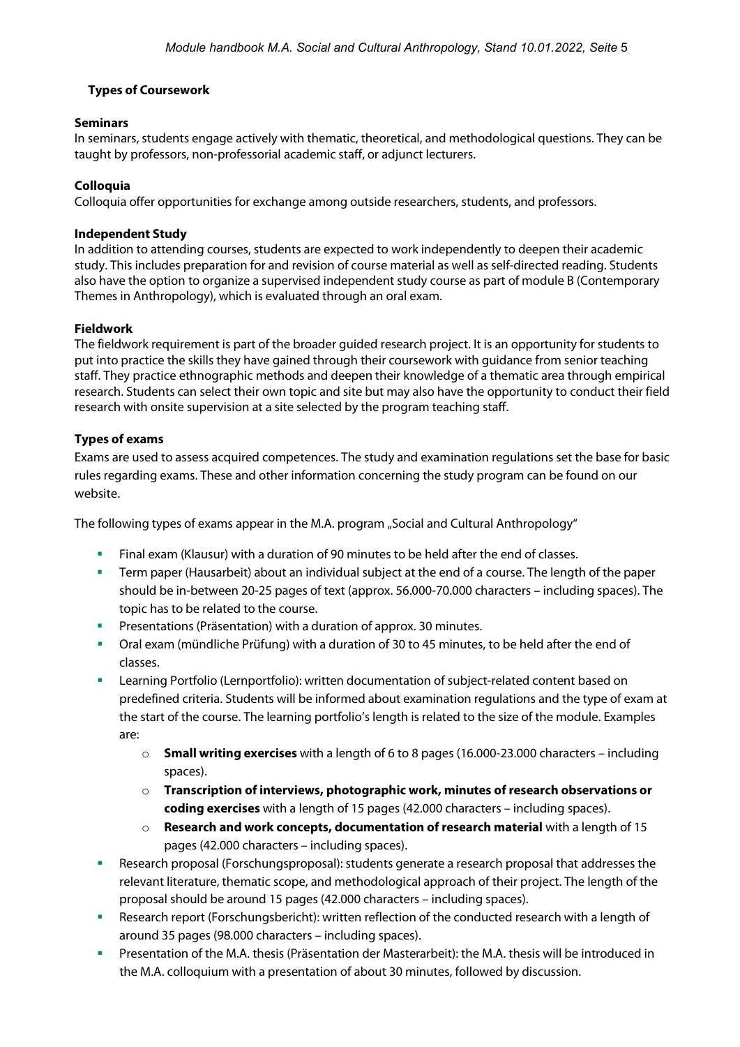## Types of Coursework

### Seminars

In seminars, students engage actively with thematic, theoretical, and methodological questions. They can be taught by professors, non-professorial academic staff, or adjunct lecturers.

### Colloquia

Colloquia offer opportunities for exchange among outside researchers, students, and professors.

### Independent Study

In addition to attending courses, students are expected to work independently to deepen their academic study. This includes preparation for and revision of course material as well as self-directed reading. Students also have the option to organize a supervised independent study course as part of module B (Contemporary Themes in Anthropology), which is evaluated through an oral exam.

### Fieldwork

The fieldwork requirement is part of the broader guided research project. It is an opportunity for students to put into practice the skills they have gained through their coursework with guidance from senior teaching staff. They practice ethnographic methods and deepen their knowledge of a thematic area through empirical research. Students can select their own topic and site but may also have the opportunity to conduct their field research with onsite supervision at a site selected by the program teaching staff.

### Types of exams

Exams are used to assess acquired competences. The study and examination regulations set the base for basic rules regarding exams. These and other information concerning the study program can be found on our website.

The following types of exams appear in the M.A. program „Social and Cultural Anthropology"

- Final exam (Klausur) with a duration of 90 minutes to be held after the end of classes.
- Term paper (Hausarbeit) about an individual subject at the end of a course. The length of the paper should be in-between 20-25 pages of text (approx. 56.000-70.000 characters – including spaces). The topic has to be related to the course.
- Presentations (Präsentation) with a duration of approx. 30 minutes.
- Oral exam (mündliche Prüfung) with a duration of 30 to 45 minutes, to be held after the end of classes.
- Learning Portfolio (Lernportfolio): written documentation of subject-related content based on predefined criteria. Students will be informed about examination regulations and the type of exam at the start of the course. The learning portfolio's length is related to the size of the module. Examples are:
  - **Small writing exercises** with a length of 6 to 8 pages (16.000-23.000 characters – including spaces).
  - **Transcription of interviews, photographic work, minutes of research observations or coding exercises** with a length of 15 pages (42.000 characters – including spaces).
  - **Research and work concepts, documentation of research material** with a length of 15 pages (42.000 characters – including spaces).
- Research proposal (Forschungsproposal): students generate a research proposal that addresses the relevant literature, thematic scope, and methodological approach of their project. The length of the proposal should be around 15 pages (42.000 characters – including spaces).
- Research report (Forschungsbericht): written reflection of the conducted research with a length of around 35 pages (98.000 characters – including spaces).
- Presentation of the M.A. thesis (Präsentation der Masterarbeit): the M.A. thesis will be introduced in the M.A. colloquium with a presentation of about 30 minutes, followed by discussion.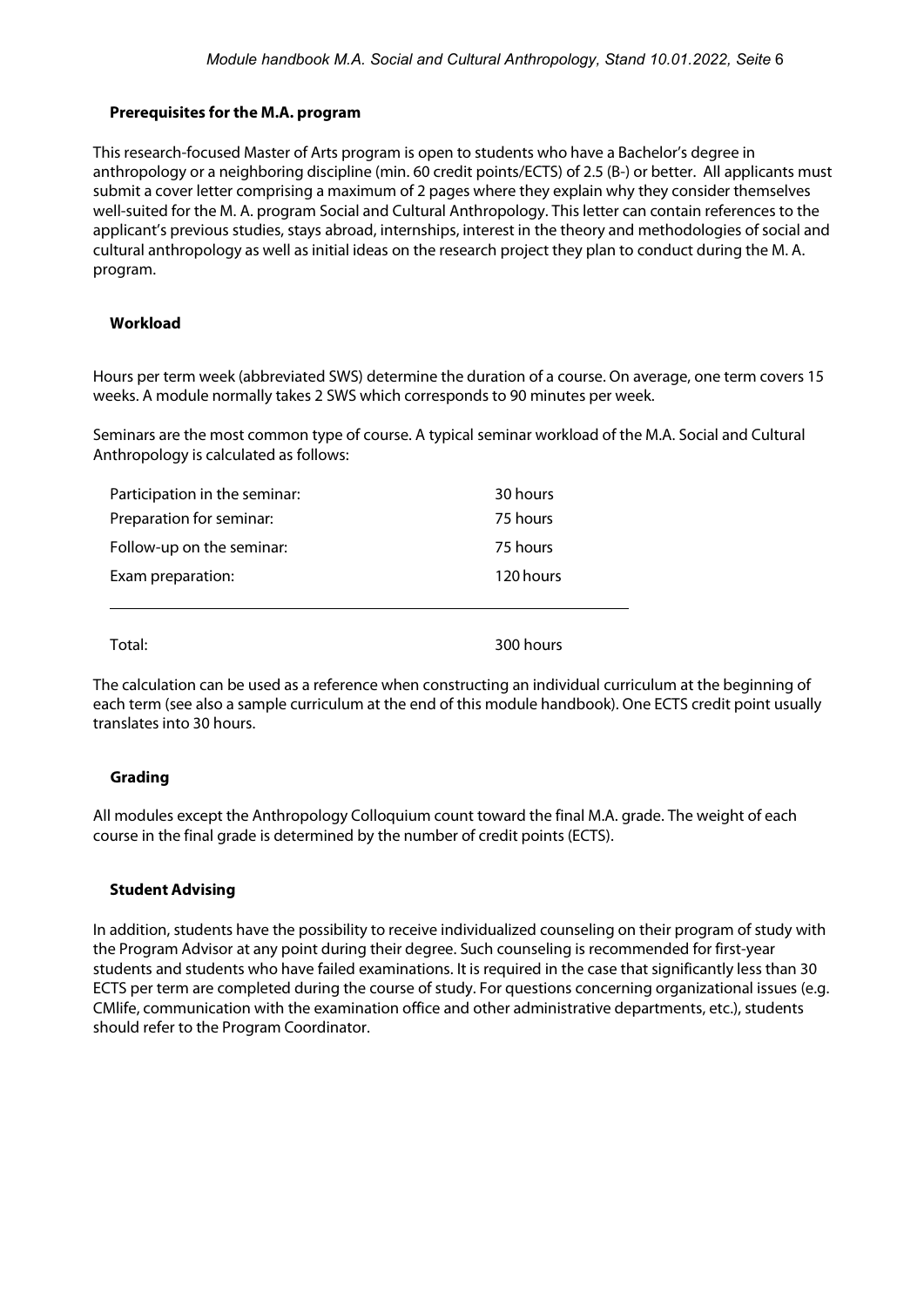### Prerequisites for the M.A. program

This research-focused Master of Arts program is open to students who have a Bachelor's degree in anthropology or a neighboring discipline (min. 60 credit points/ECTS) of 2.5 (B-) or better. All applicants must submit a cover letter comprising a maximum of 2 pages where they explain why they consider themselves well-suited for the M. A. program Social and Cultural Anthropology. This letter can contain references to the applicant's previous studies, stays abroad, internships, interest in the theory and methodologies of social and cultural anthropology as well as initial ideas on the research project they plan to conduct during the M. A. program.

### Workload

Hours per term week (abbreviated SWS) determine the duration of a course. On average, one term covers 15 weeks. A module normally takes 2 SWS which corresponds to 90 minutes per week.

Seminars are the most common type of course. A typical seminar workload of the M.A. Social and Cultural Anthropology is calculated as follows:

| | |
|---|---|
| Participation in the seminar: | 30 hours |
| Preparation for seminar: | 75 hours |
| Follow-up on the seminar: | 75 hours |
| Exam preparation: | 120 hours |
| Total: | 300 hours |

The calculation can be used as a reference when constructing an individual curriculum at the beginning of each term (see also a sample curriculum at the end of this module handbook). One ECTS credit point usually translates into 30 hours.

### Grading

All modules except the Anthropology Colloquium count toward the final M.A. grade. The weight of each course in the final grade is determined by the number of credit points (ECTS).

### Student Advising

In addition, students have the possibility to receive individualized counseling on their program of study with the Program Advisor at any point during their degree. Such counseling is recommended for first-year students and students who have failed examinations. It is required in the case that significantly less than 30 ECTS per term are completed during the course of study. For questions concerning organizational issues (e.g. CMlife, communication with the examination office and other administrative departments, etc.), students should refer to the Program Coordinator.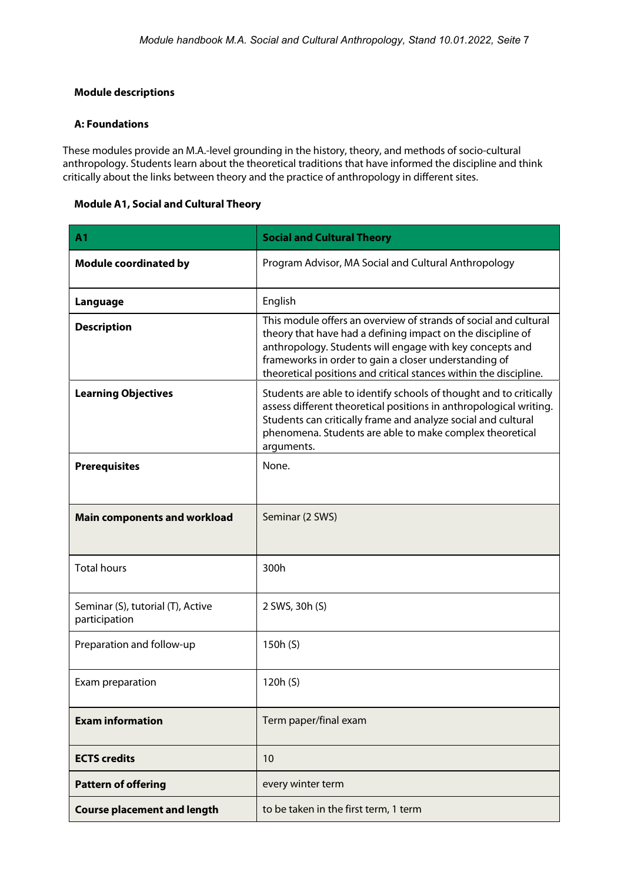## Module descriptions

### A: Foundations

These modules provide an M.A.-level grounding in the history, theory, and methods of socio-cultural anthropology. Students learn about the theoretical traditions that have informed the discipline and think critically about the links between theory and the practice of anthropology in different sites.

### Module A1, Social and Cultural Theory

| A1 | Social and Cultural Theory |
|---|---|
| **Module coordinated by** | Program Advisor, MA Social and Cultural Anthropology |
| **Language** | English |
| **Description** | This module offers an overview of strands of social and cultural theory that have had a defining impact on the discipline of anthropology. Students will engage with key concepts and frameworks in order to gain a closer understanding of theoretical positions and critical stances within the discipline. |
| **Learning Objectives** | Students are able to identify schools of thought and to critically assess different theoretical positions in anthropological writing. Students can critically frame and analyze social and cultural phenomena. Students are able to make complex theoretical arguments. |
| **Prerequisites** | None. |
| **Main components and workload** | Seminar (2 SWS) |
| Total hours | 300h |
| Seminar (S), tutorial (T), Active participation | 2 SWS, 30h (S) |
| Preparation and follow-up | 150h (S) |
| Exam preparation | 120h (S) |
| **Exam information** | Term paper/final exam |
| **ECTS credits** | 10 |
| **Pattern of offering** | every winter term |
| **Course placement and length** | to be taken in the first term, 1 term |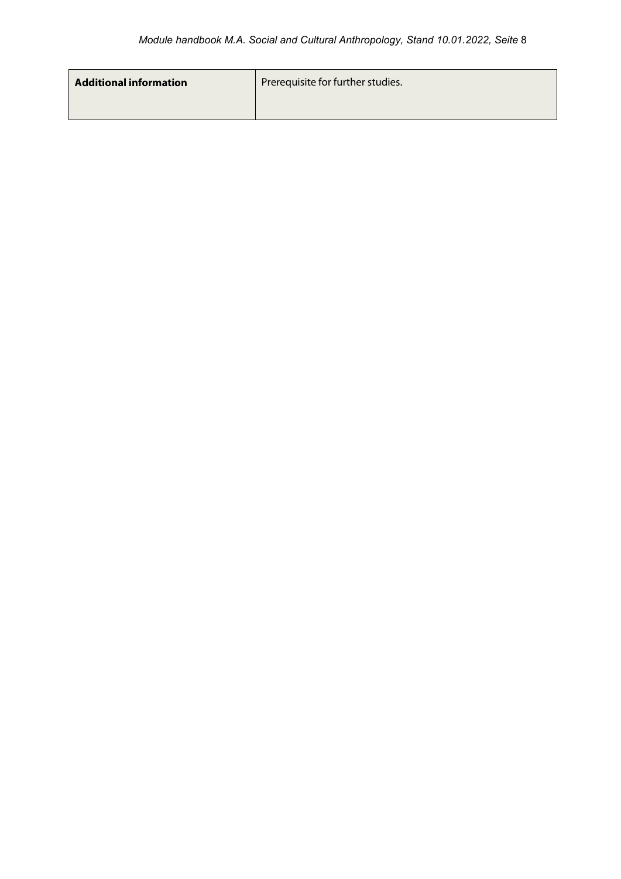| **Additional information** | Prerequisite for further studies. |
|---|---|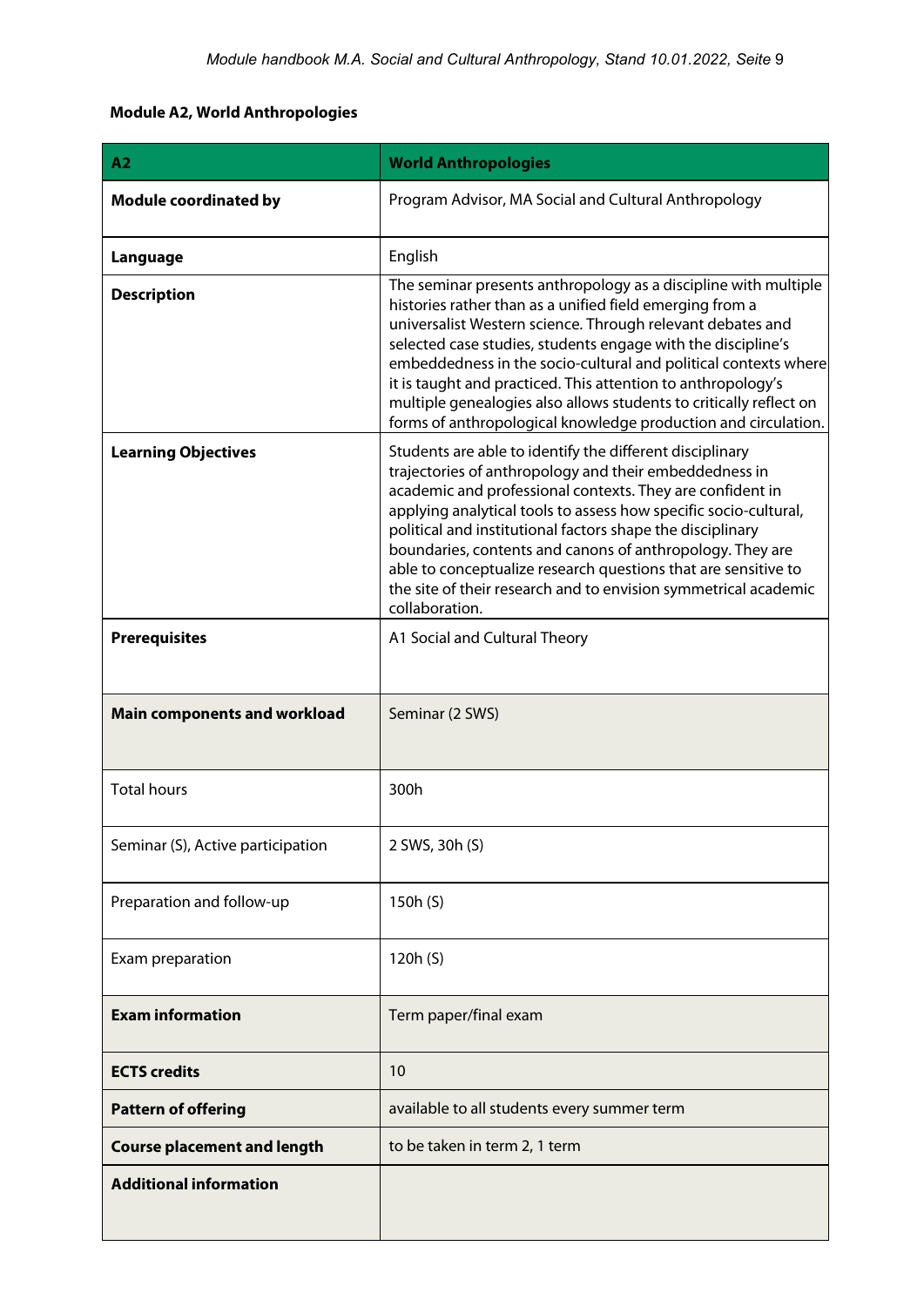**Module A2, World Anthropologies**

| A2 | World Anthropologies |
|---|---|
| **Module coordinated by** | Program Advisor, MA Social and Cultural Anthropology |
| **Language** | English |
| **Description** | The seminar presents anthropology as a discipline with multiple histories rather than as a unified field emerging from a universalist Western science. Through relevant debates and selected case studies, students engage with the discipline's embeddedness in the socio-cultural and political contexts where it is taught and practiced. This attention to anthropology's multiple genealogies also allows students to critically reflect on forms of anthropological knowledge production and circulation. |
| **Learning Objectives** | Students are able to identify the different disciplinary trajectories of anthropology and their embeddedness in academic and professional contexts. They are confident in applying analytical tools to assess how specific socio-cultural, political and institutional factors shape the disciplinary boundaries, contents and canons of anthropology. They are able to conceptualize research questions that are sensitive to the site of their research and to envision symmetrical academic collaboration. |
| **Prerequisites** | A1 Social and Cultural Theory |
| **Main components and workload** | Seminar (2 SWS) |
| Total hours | 300h |
| Seminar (S), Active participation | 2 SWS, 30h (S) |
| Preparation and follow-up | 150h (S) |
| Exam preparation | 120h (S) |
| **Exam information** | Term paper/final exam |
| **ECTS credits** | 10 |
| **Pattern of offering** | available to all students every summer term |
| **Course placement and length** | to be taken in term 2, 1 term |
| **Additional information** | |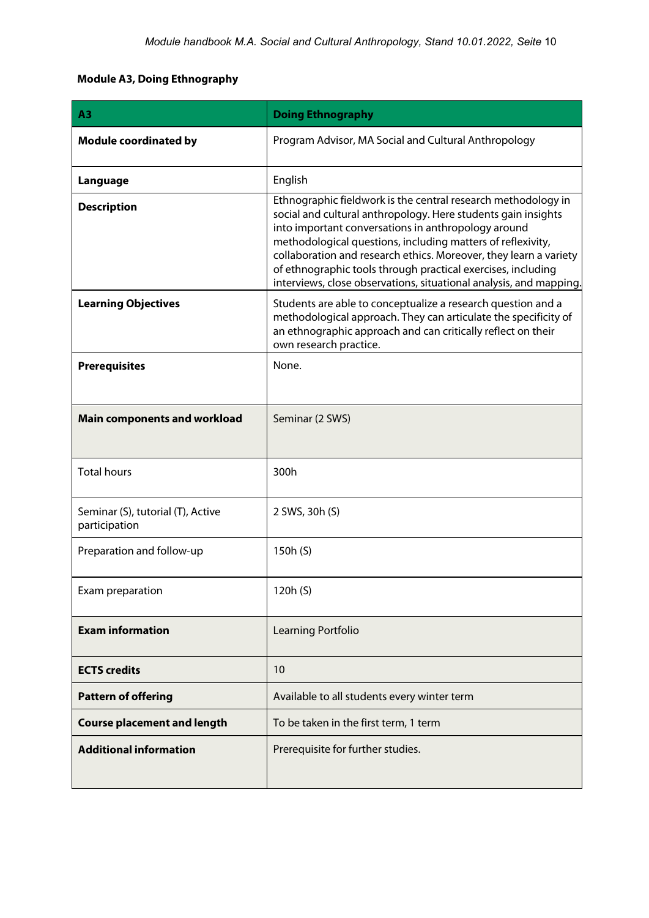**Module A3, Doing Ethnography**

| A3 | Doing Ethnography |
|---|---|
| **Module coordinated by** | Program Advisor, MA Social and Cultural Anthropology |
| **Language** | English |
| **Description** | Ethnographic fieldwork is the central research methodology in social and cultural anthropology. Here students gain insights into important conversations in anthropology around methodological questions, including matters of reflexivity, collaboration and research ethics. Moreover, they learn a variety of ethnographic tools through practical exercises, including interviews, close observations, situational analysis, and mapping. |
| **Learning Objectives** | Students are able to conceptualize a research question and a methodological approach. They can articulate the specificity of an ethnographic approach and can critically reflect on their own research practice. |
| **Prerequisites** | None. |
| **Main components and workload** | Seminar (2 SWS) |
| Total hours | 300h |
| Seminar (S), tutorial (T), Active participation | 2 SWS, 30h (S) |
| Preparation and follow-up | 150h (S) |
| Exam preparation | 120h (S) |
| **Exam information** | Learning Portfolio |
| **ECTS credits** | 10 |
| **Pattern of offering** | Available to all students every winter term |
| **Course placement and length** | To be taken in the first term, 1 term |
| **Additional information** | Prerequisite for further studies. |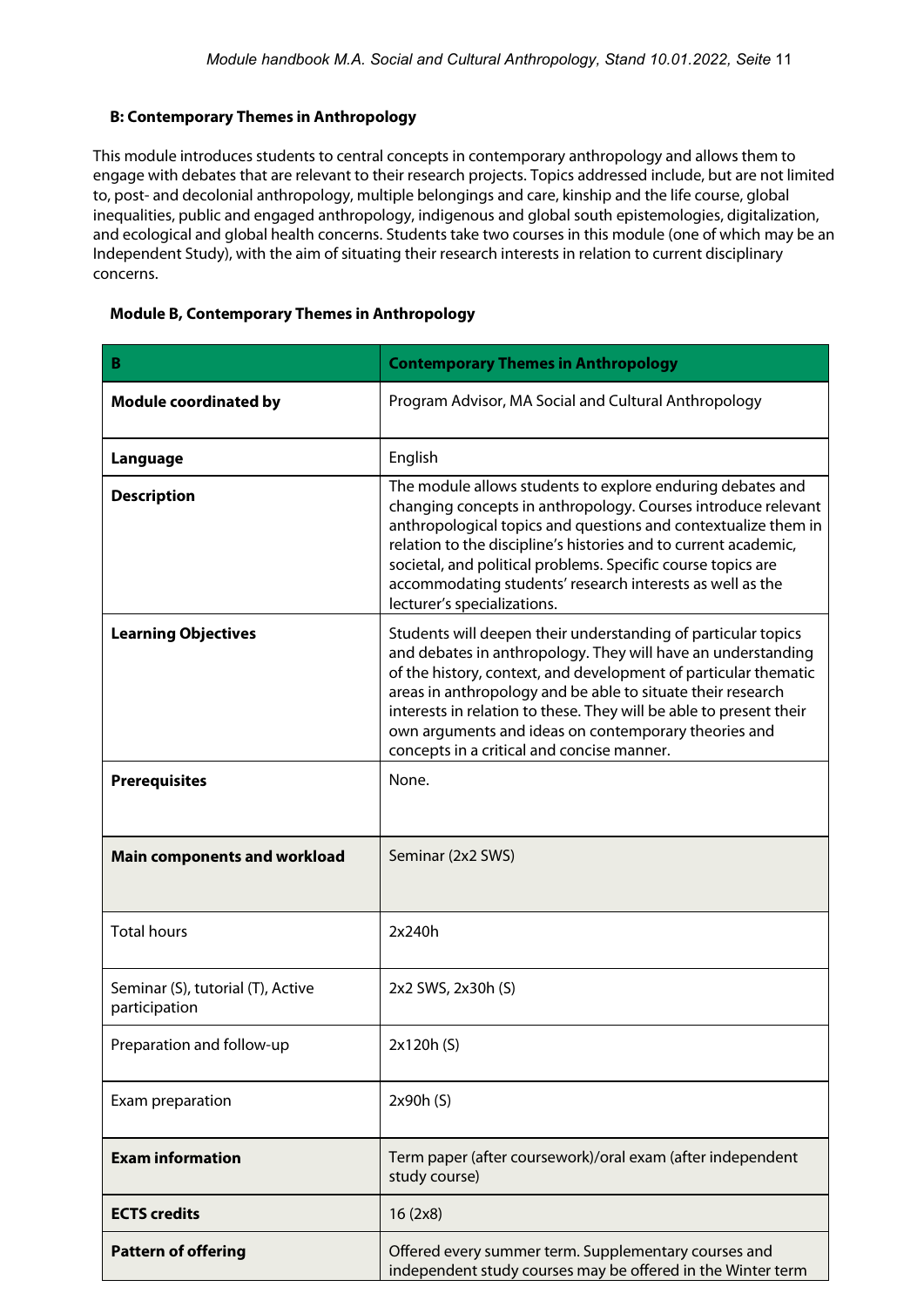### B: Contemporary Themes in Anthropology

This module introduces students to central concepts in contemporary anthropology and allows them to engage with debates that are relevant to their research projects. Topics addressed include, but are not limited to, post- and decolonial anthropology, multiple belongings and care, kinship and the life course, global inequalities, public and engaged anthropology, indigenous and global south epistemologies, digitalization, and ecological and global health concerns. Students take two courses in this module (one of which may be an Independent Study), with the aim of situating their research interests in relation to current disciplinary concerns.

**Module B, Contemporary Themes in Anthropology**

| **B** | **Contemporary Themes in Anthropology** |
|---|---|
| **Module coordinated by** | Program Advisor, MA Social and Cultural Anthropology |
| **Language** | English |
| **Description** | The module allows students to explore enduring debates and changing concepts in anthropology. Courses introduce relevant anthropological topics and questions and contextualize them in relation to the discipline's histories and to current academic, societal, and political problems. Specific course topics are accommodating students' research interests as well as the lecturer's specializations. |
| **Learning Objectives** | Students will deepen their understanding of particular topics and debates in anthropology. They will have an understanding of the history, context, and development of particular thematic areas in anthropology and be able to situate their research interests in relation to these. They will be able to present their own arguments and ideas on contemporary theories and concepts in a critical and concise manner. |
| **Prerequisites** | None. |
| **Main components and workload** | Seminar (2x2 SWS) |
| Total hours | 2x240h |
| Seminar (S), tutorial (T), Active participation | 2x2 SWS, 2x30h (S) |
| Preparation and follow-up | 2x120h (S) |
| Exam preparation | 2x90h (S) |
| **Exam information** | Term paper (after coursework)/oral exam (after independent study course) |
| **ECTS credits** | 16 (2x8) |
| **Pattern of offering** | Offered every summer term. Supplementary courses and independent study courses may be offered in the Winter term |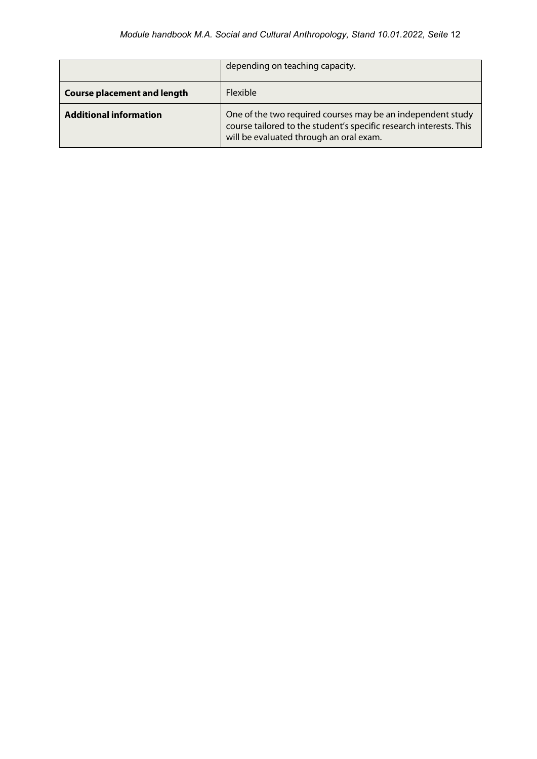| | |
|---|---|
| | depending on teaching capacity. |
| **Course placement and length** | Flexible |
| **Additional information** | One of the two required courses may be an independent study course tailored to the student's specific research interests. This will be evaluated through an oral exam. |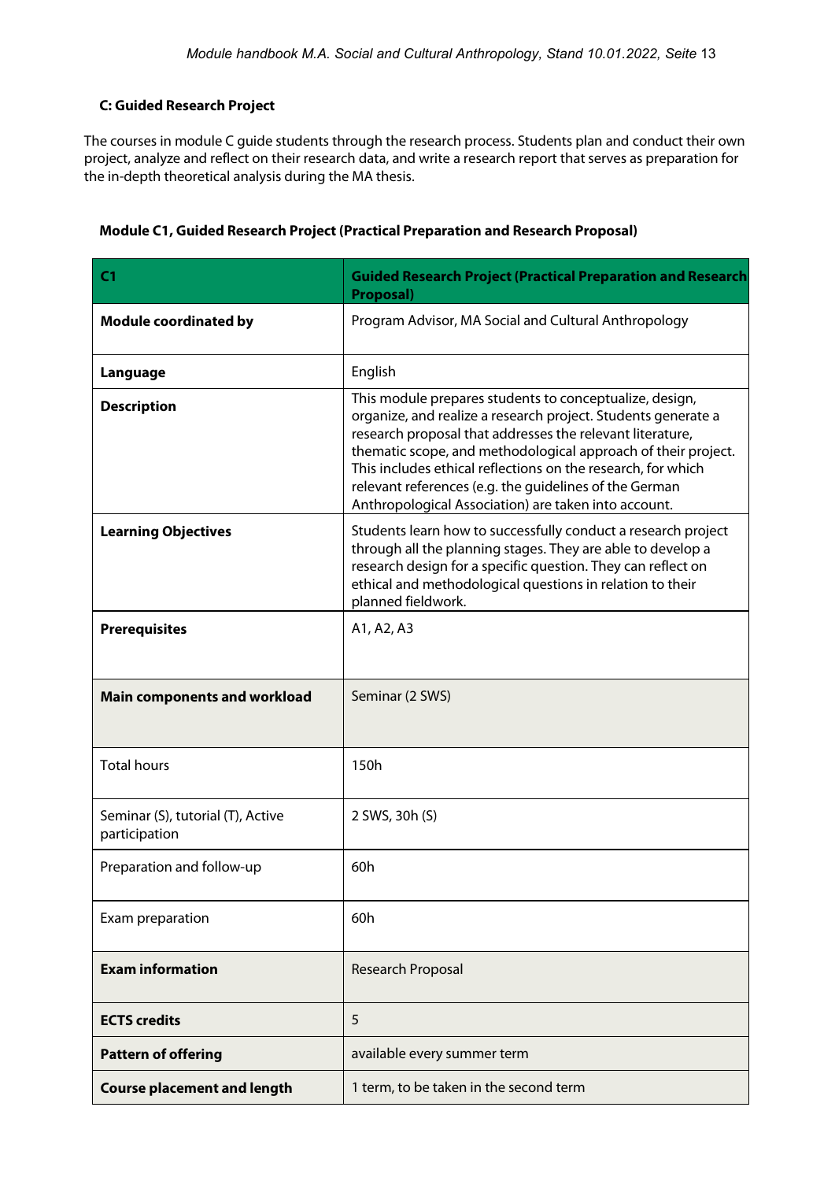### C: Guided Research Project

The courses in module C guide students through the research process. Students plan and conduct their own project, analyze and reflect on their research data, and write a research report that serves as preparation for the in-depth theoretical analysis during the MA thesis.

#### Module C1, Guided Research Project (Practical Preparation and Research Proposal)

| C1 | Guided Research Project (Practical Preparation and Research Proposal) |
|---|---|
| **Module coordinated by** | Program Advisor, MA Social and Cultural Anthropology |
| **Language** | English |
| **Description** | This module prepares students to conceptualize, design, organize, and realize a research project. Students generate a research proposal that addresses the relevant literature, thematic scope, and methodological approach of their project. This includes ethical reflections on the research, for which relevant references (e.g. the guidelines of the German Anthropological Association) are taken into account. |
| **Learning Objectives** | Students learn how to successfully conduct a research project through all the planning stages. They are able to develop a research design for a specific question. They can reflect on ethical and methodological questions in relation to their planned fieldwork. |
| **Prerequisites** | A1, A2, A3 |
| **Main components and workload** | Seminar (2 SWS) |
| Total hours | 150h |
| Seminar (S), tutorial (T), Active participation | 2 SWS, 30h (S) |
| Preparation and follow-up | 60h |
| Exam preparation | 60h |
| **Exam information** | Research Proposal |
| **ECTS credits** | 5 |
| **Pattern of offering** | available every summer term |
| **Course placement and length** | 1 term, to be taken in the second term |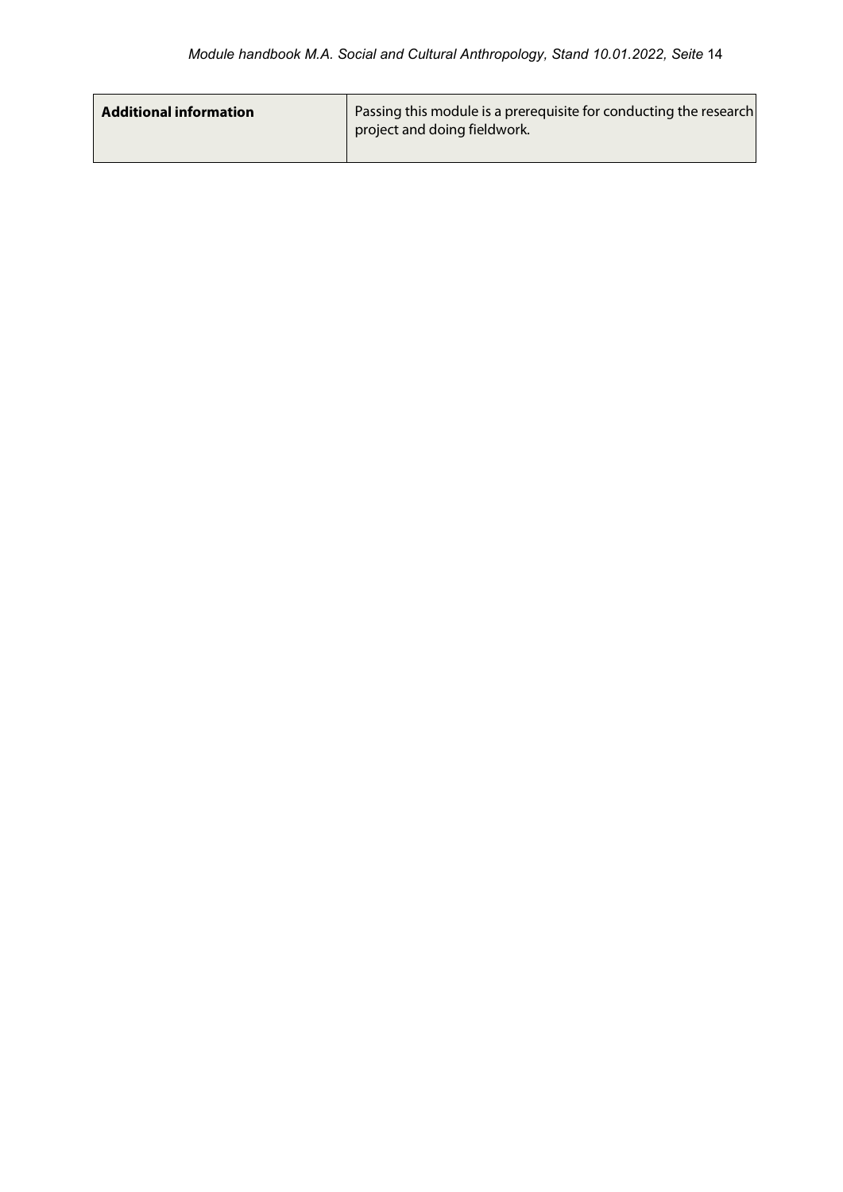| **Additional information** | Passing this module is a prerequisite for conducting the research project and doing fieldwork. |
|---|---|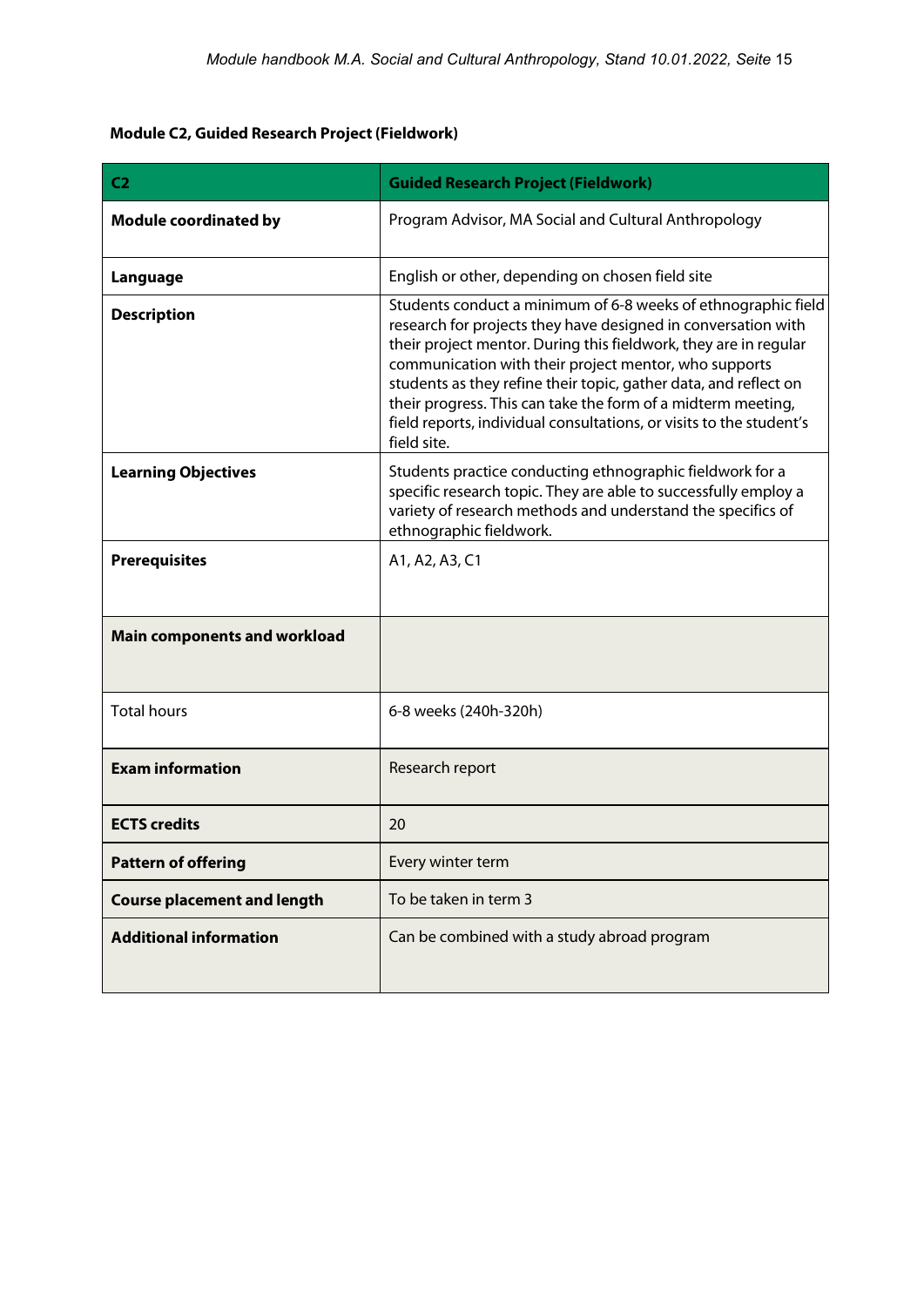**Module C2, Guided Research Project (Fieldwork)**

| C2 | Guided Research Project (Fieldwork) |
|---|---|
| **Module coordinated by** | Program Advisor, MA Social and Cultural Anthropology |
| **Language** | English or other, depending on chosen field site |
| **Description** | Students conduct a minimum of 6-8 weeks of ethnographic field research for projects they have designed in conversation with their project mentor. During this fieldwork, they are in regular communication with their project mentor, who supports students as they refine their topic, gather data, and reflect on their progress. This can take the form of a midterm meeting, field reports, individual consultations, or visits to the student's field site. |
| **Learning Objectives** | Students practice conducting ethnographic fieldwork for a specific research topic. They are able to successfully employ a variety of research methods and understand the specifics of ethnographic fieldwork. |
| **Prerequisites** | A1, A2, A3, C1 |
| **Main components and workload** | |
| Total hours | 6-8 weeks (240h-320h) |
| **Exam information** | Research report |
| **ECTS credits** | 20 |
| **Pattern of offering** | Every winter term |
| **Course placement and length** | To be taken in term 3 |
| **Additional information** | Can be combined with a study abroad program |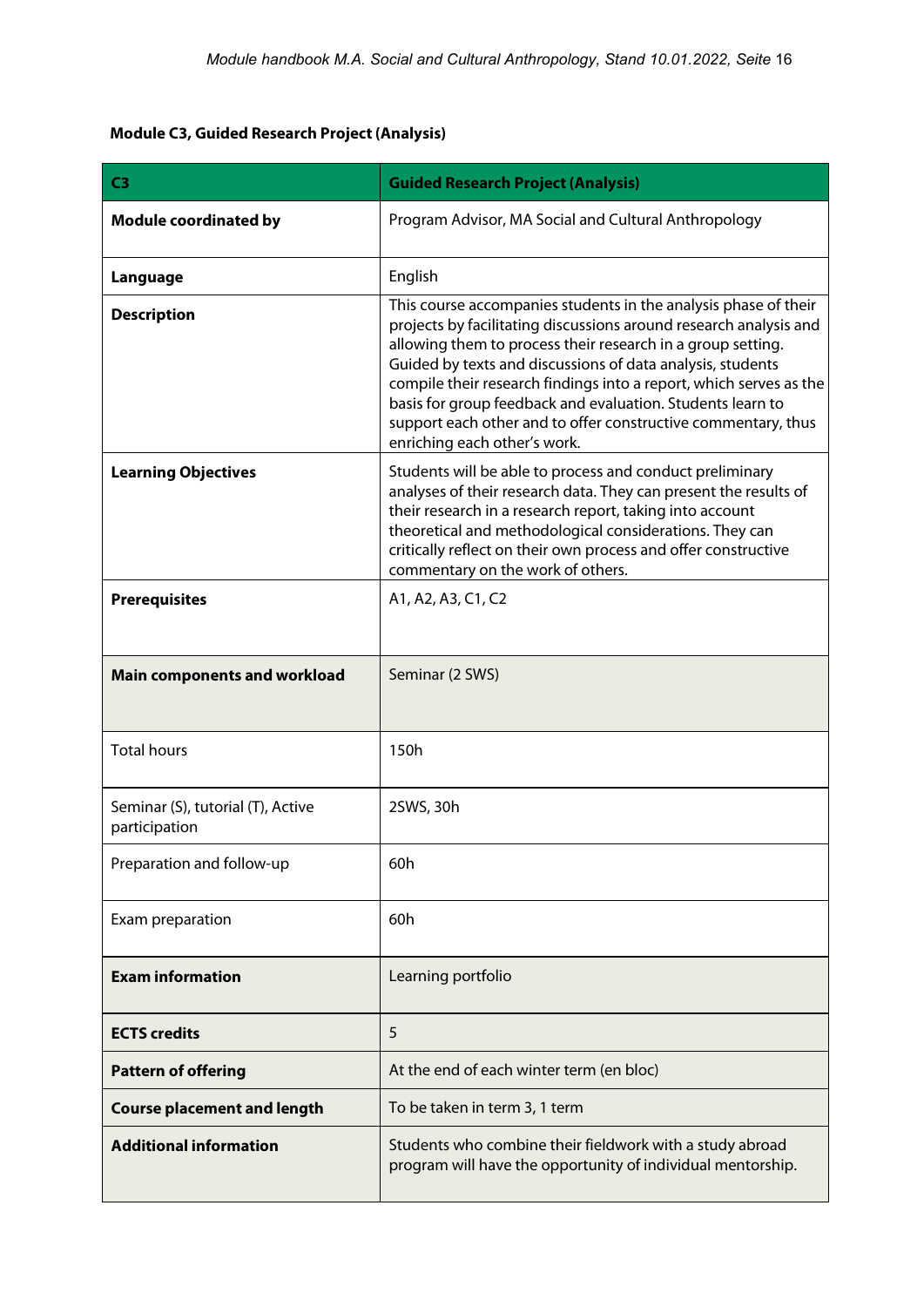**Module C3, Guided Research Project (Analysis)**

| C3 | Guided Research Project (Analysis) |
|---|---|
| **Module coordinated by** | Program Advisor, MA Social and Cultural Anthropology |
| **Language** | English |
| **Description** | This course accompanies students in the analysis phase of their projects by facilitating discussions around research analysis and allowing them to process their research in a group setting. Guided by texts and discussions of data analysis, students compile their research findings into a report, which serves as the basis for group feedback and evaluation. Students learn to support each other and to offer constructive commentary, thus enriching each other's work. |
| **Learning Objectives** | Students will be able to process and conduct preliminary analyses of their research data. They can present the results of their research in a research report, taking into account theoretical and methodological considerations. They can critically reflect on their own process and offer constructive commentary on the work of others. |
| **Prerequisites** | A1, A2, A3, C1, C2 |
| **Main components and workload** | Seminar (2 SWS) |
| Total hours | 150h |
| Seminar (S), tutorial (T), Active participation | 2SWS, 30h |
| Preparation and follow-up | 60h |
| Exam preparation | 60h |
| **Exam information** | Learning portfolio |
| **ECTS credits** | 5 |
| **Pattern of offering** | At the end of each winter term (en bloc) |
| **Course placement and length** | To be taken in term 3, 1 term |
| **Additional information** | Students who combine their fieldwork with a study abroad program will have the opportunity of individual mentorship. |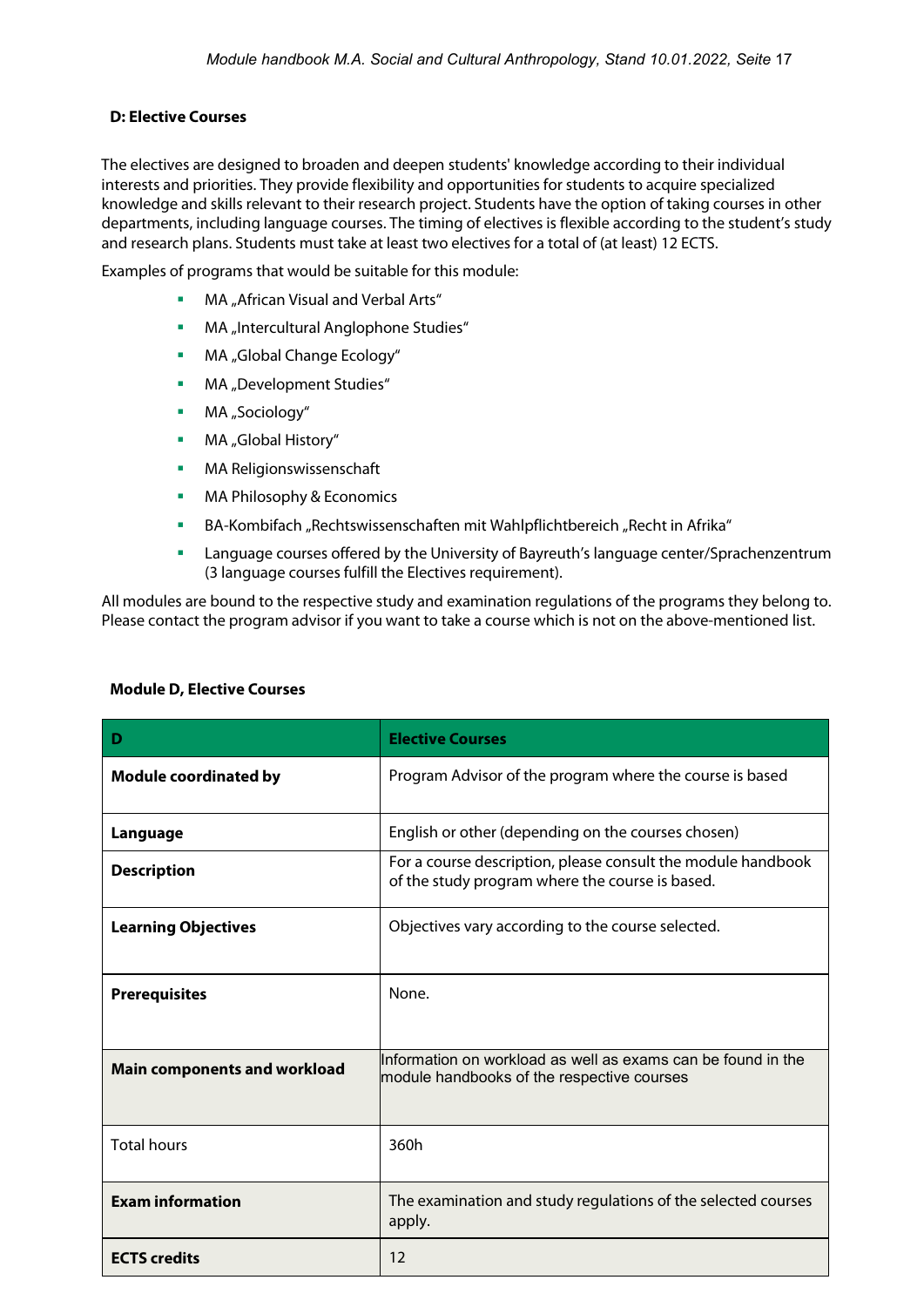### D: Elective Courses

The electives are designed to broaden and deepen students' knowledge according to their individual interests and priorities. They provide flexibility and opportunities for students to acquire specialized knowledge and skills relevant to their research project. Students have the option of taking courses in other departments, including language courses. The timing of electives is flexible according to the student's study and research plans. Students must take at least two electives for a total of (at least) 12 ECTS.

Examples of programs that would be suitable for this module:

- MA „African Visual and Verbal Arts"
- MA „Intercultural Anglophone Studies"
- MA „Global Change Ecology"
- MA „Development Studies"
- MA „Sociology"
- MA „Global History"
- MA Religionswissenschaft
- MA Philosophy & Economics
- BA-Kombifach „Rechtswissenschaften mit Wahlpflichtbereich „Recht in Afrika"
- Language courses offered by the University of Bayreuth's language center/Sprachenzentrum (3 language courses fulfill the Electives requirement).

All modules are bound to the respective study and examination regulations of the programs they belong to. Please contact the program advisor if you want to take a course which is not on the above-mentioned list.

#### Module D, Elective Courses

| D | Elective Courses |
|---|---|
| **Module coordinated by** | Program Advisor of the program where the course is based |
| **Language** | English or other (depending on the courses chosen) |
| **Description** | For a course description, please consult the module handbook of the study program where the course is based. |
| **Learning Objectives** | Objectives vary according to the course selected. |
| **Prerequisites** | None. |
| **Main components and workload** | Information on workload as well as exams can be found in the module handbooks of the respective courses |
| Total hours | 360h |
| **Exam information** | The examination and study regulations of the selected courses apply. |
| **ECTS credits** | 12 |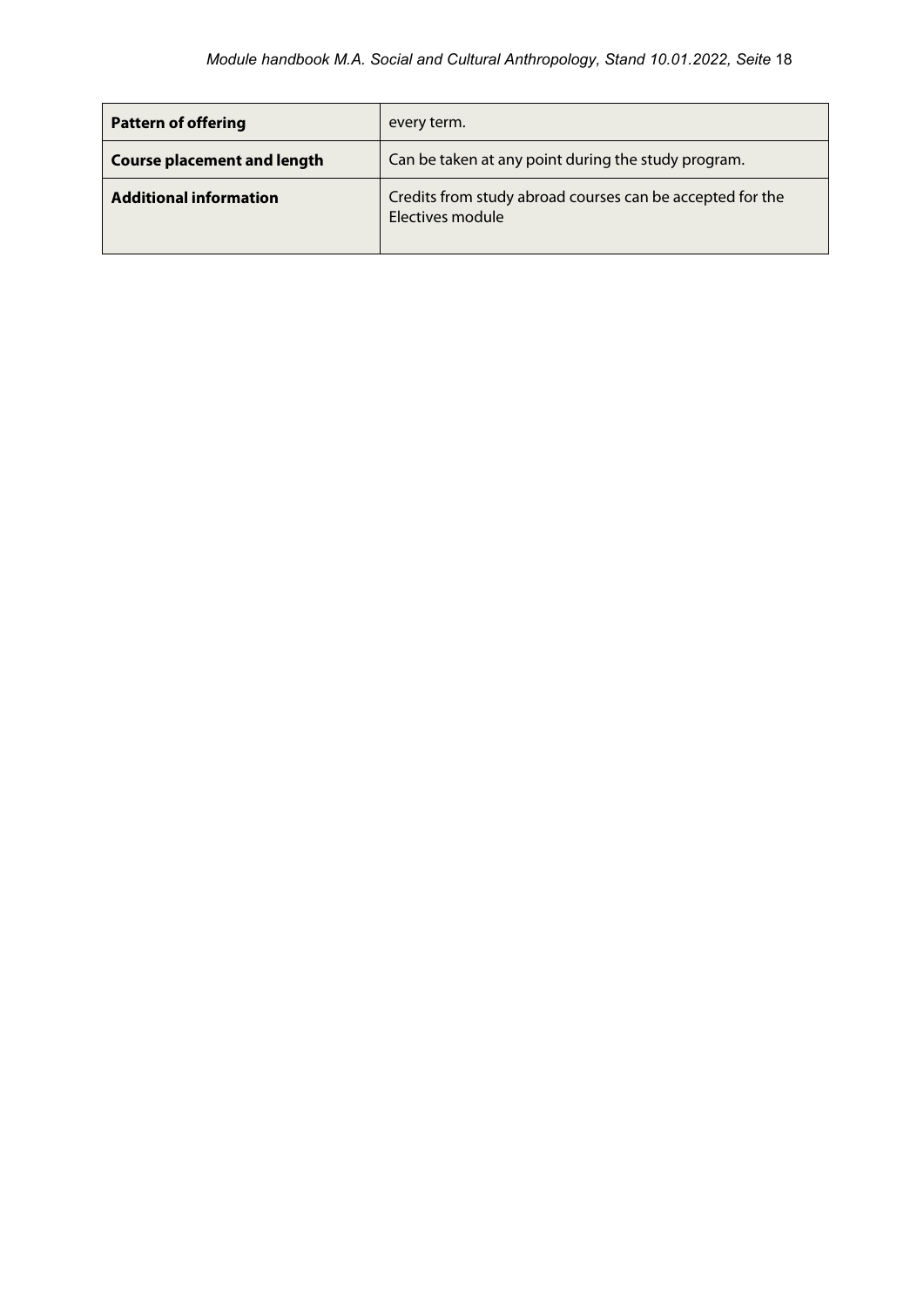| | |
|---|---|
| **Pattern of offering** | every term. |
| **Course placement and length** | Can be taken at any point during the study program. |
| **Additional information** | Credits from study abroad courses can be accepted for the Electives module |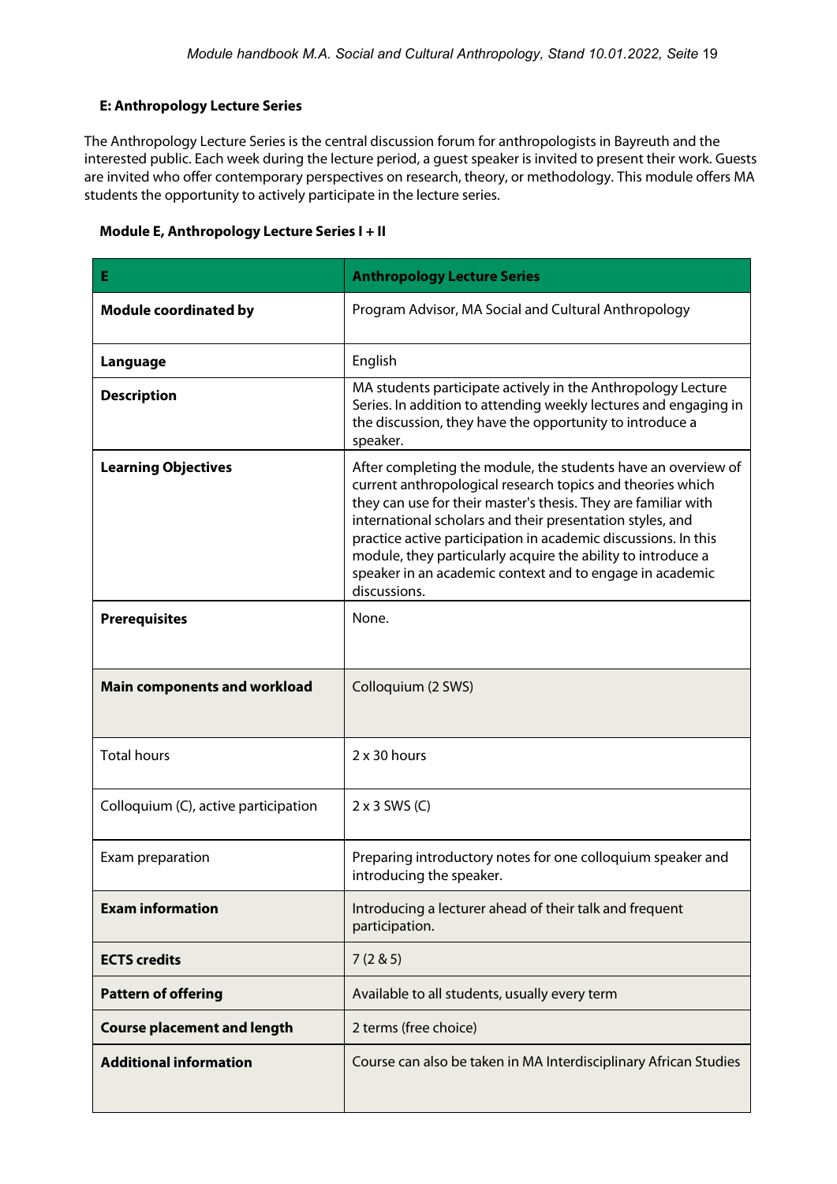### E: Anthropology Lecture Series

The Anthropology Lecture Series is the central discussion forum for anthropologists in Bayreuth and the interested public. Each week during the lecture period, a guest speaker is invited to present their work. Guests are invited who offer contemporary perspectives on research, theory, or methodology. This module offers MA students the opportunity to actively participate in the lecture series.

#### Module E, Anthropology Lecture Series I + II

| E | Anthropology Lecture Series |
|---|---|
| **Module coordinated by** | Program Advisor, MA Social and Cultural Anthropology |
| **Language** | English |
| **Description** | MA students participate actively in the Anthropology Lecture Series. In addition to attending weekly lectures and engaging in the discussion, they have the opportunity to introduce a speaker. |
| **Learning Objectives** | After completing the module, the students have an overview of current anthropological research topics and theories which they can use for their master's thesis. They are familiar with international scholars and their presentation styles, and practice active participation in academic discussions. In this module, they particularly acquire the ability to introduce a speaker in an academic context and to engage in academic discussions. |
| **Prerequisites** | None. |
| **Main components and workload** | Colloquium (2 SWS) |
| Total hours | 2 x 30 hours |
| Colloquium (C), active participation | 2 x 3 SWS (C) |
| Exam preparation | Preparing introductory notes for one colloquium speaker and introducing the speaker. |
| **Exam information** | Introducing a lecturer ahead of their talk and frequent participation. |
| **ECTS credits** | 7 (2 & 5) |
| **Pattern of offering** | Available to all students, usually every term |
| **Course placement and length** | 2 terms (free choice) |
| **Additional information** | Course can also be taken in MA Interdisciplinary African Studies |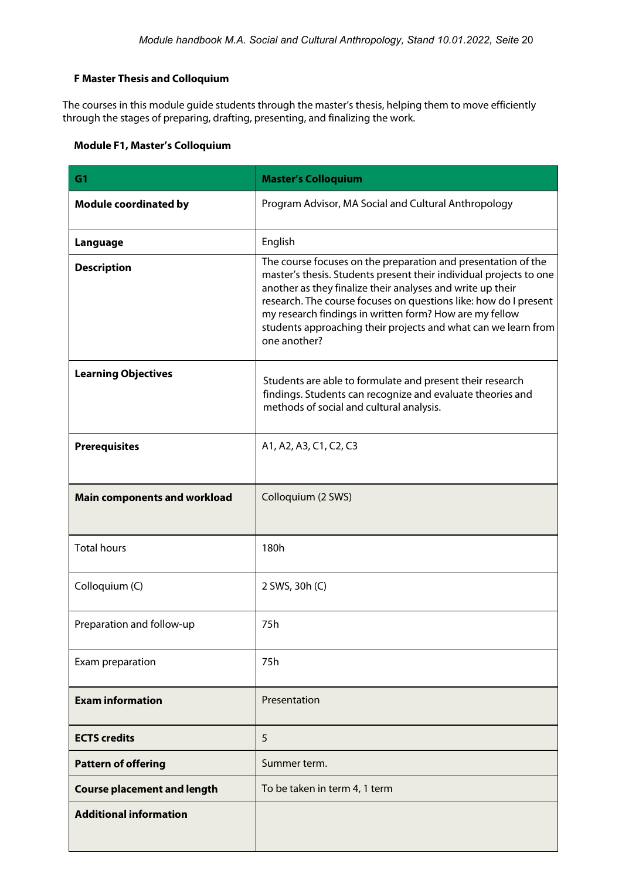### F Master Thesis and Colloquium

The courses in this module guide students through the master's thesis, helping them to move efficiently through the stages of preparing, drafting, presenting, and finalizing the work.

#### Module F1, Master's Colloquium

| G1 | Master's Colloquium |
|---|---|
| **Module coordinated by** | Program Advisor, MA Social and Cultural Anthropology |
| **Language** | English |
| **Description** | The course focuses on the preparation and presentation of the master's thesis. Students present their individual projects to one another as they finalize their analyses and write up their research. The course focuses on questions like: how do I present my research findings in written form? How are my fellow students approaching their projects and what can we learn from one another? |
| **Learning Objectives** | Students are able to formulate and present their research findings. Students can recognize and evaluate theories and methods of social and cultural analysis. |
| **Prerequisites** | A1, A2, A3, C1, C2, C3 |
| **Main components and workload** | Colloquium (2 SWS) |
| Total hours | 180h |
| Colloquium (C) | 2 SWS, 30h (C) |
| Preparation and follow-up | 75h |
| Exam preparation | 75h |
| **Exam information** | Presentation |
| **ECTS credits** | 5 |
| **Pattern of offering** | Summer term. |
| **Course placement and length** | To be taken in term 4, 1 term |
| **Additional information** | |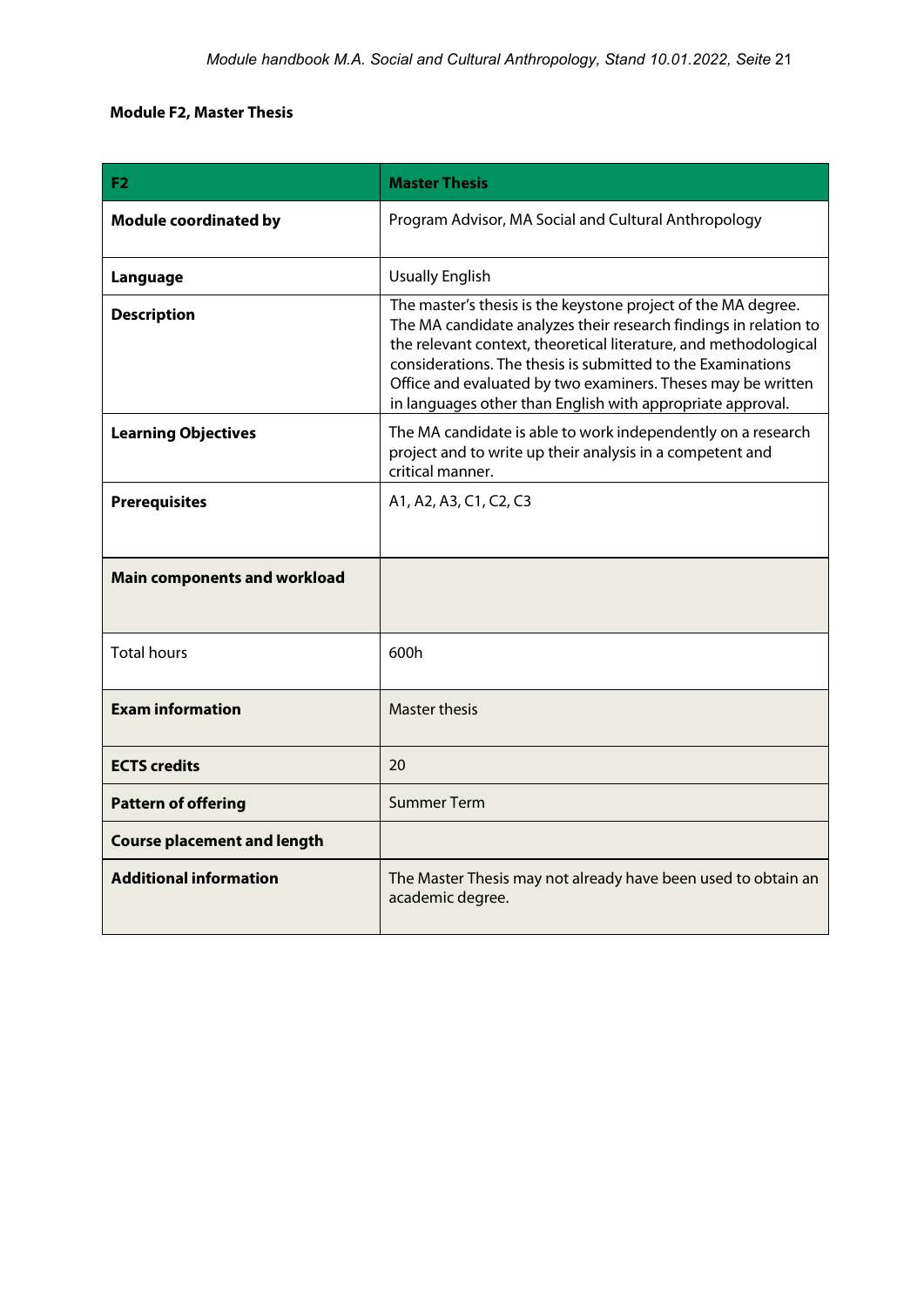**Module F2, Master Thesis**

| F2 | Master Thesis |
| --- | --- |
| **Module coordinated by** | Program Advisor, MA Social and Cultural Anthropology |
| **Language** | Usually English |
| **Description** | The master's thesis is the keystone project of the MA degree. The MA candidate analyzes their research findings in relation to the relevant context, theoretical literature, and methodological considerations. The thesis is submitted to the Examinations Office and evaluated by two examiners. Theses may be written in languages other than English with appropriate approval. |
| **Learning Objectives** | The MA candidate is able to work independently on a research project and to write up their analysis in a competent and critical manner. |
| **Prerequisites** | A1, A2, A3, C1, C2, C3 |
| **Main components and workload** | |
| Total hours | 600h |
| **Exam information** | Master thesis |
| **ECTS credits** | 20 |
| **Pattern of offering** | Summer Term |
| **Course placement and length** | |
| **Additional information** | The Master Thesis may not already have been used to obtain an academic degree. |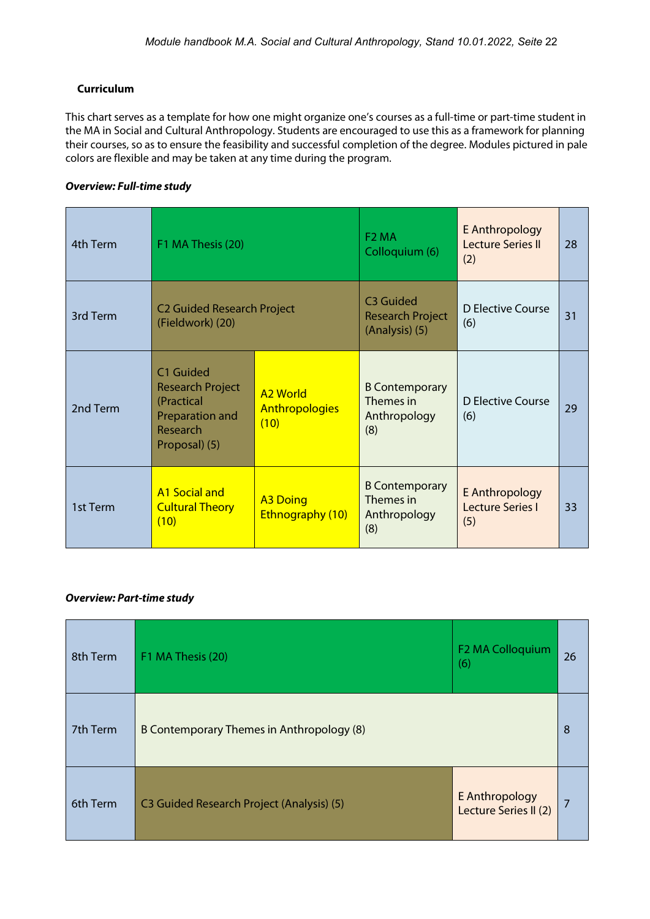**Curriculum**

This chart serves as a template for how one might organize one's courses as a full-time or part-time student in the MA in Social and Cultural Anthropology. Students are encouraged to use this as a framework for planning their courses, so as to ensure the feasibility and successful completion of the degree. Modules pictured in pale colors are flexible and may be taken at any time during the program.

***Overview: Full-time study***

| | | | | | |
|---|---|---|---|---|---|
| 4th Term | F1 MA Thesis (20) | | F2 MA Colloquium (6) | E Anthropology Lecture Series II (2) | 28 |
| 3rd Term | C2 Guided Research Project (Fieldwork) (20) | | C3 Guided Research Project (Analysis) (5) | D Elective Course (6) | 31 |
| 2nd Term | C1 Guided Research Project (Practical Preparation and Research Proposal) (5) | A2 World Anthropologies (10) | B Contemporary Themes in Anthropology (8) | D Elective Course (6) | 29 |
| 1st Term | A1 Social and Cultural Theory (10) | A3 Doing Ethnography (10) | B Contemporary Themes in Anthropology (8) | E Anthropology Lecture Series I (5) | 33 |

***Overview: Part-time study***

| | | | |
|---|---|---|---|
| 8th Term | F1 MA Thesis (20) | F2 MA Colloquium (6) | 26 |
| 7th Term | B Contemporary Themes in Anthropology (8) | | 8 |
| 6th Term | C3 Guided Research Project (Analysis) (5) | E Anthropology Lecture Series II (2) | 7 |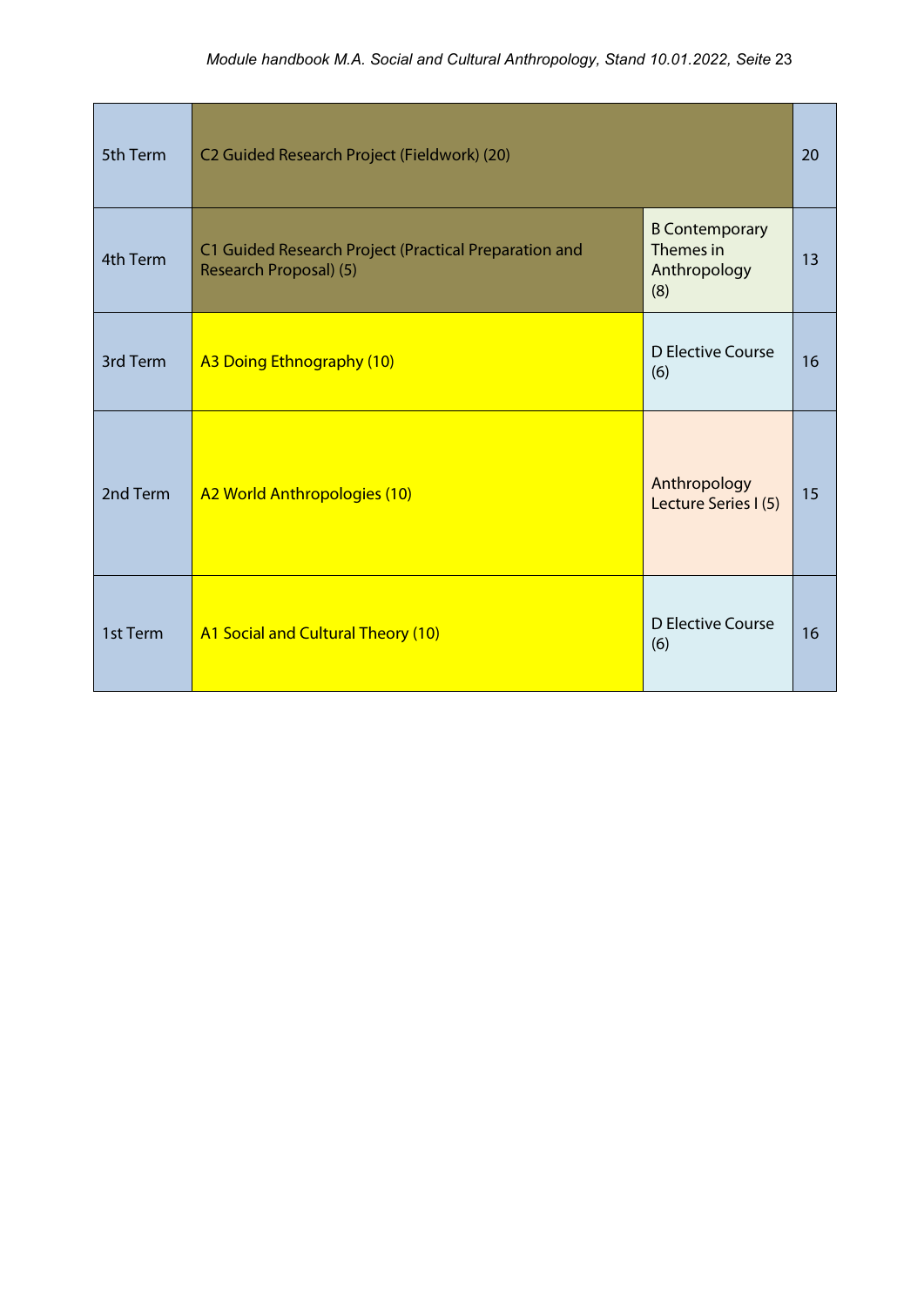| | | | |
|---|---|---|---|
| 5th Term | C2 Guided Research Project (Fieldwork) (20) | | 20 |
| 4th Term | C1 Guided Research Project (Practical Preparation and Research Proposal) (5) | B Contemporary Themes in Anthropology (8) | 13 |
| 3rd Term | A3 Doing Ethnography (10) | D Elective Course (6) | 16 |
| 2nd Term | A2 World Anthropologies (10) | Anthropology Lecture Series I (5) | 15 |
| 1st Term | A1 Social and Cultural Theory (10) | D Elective Course (6) | 16 |